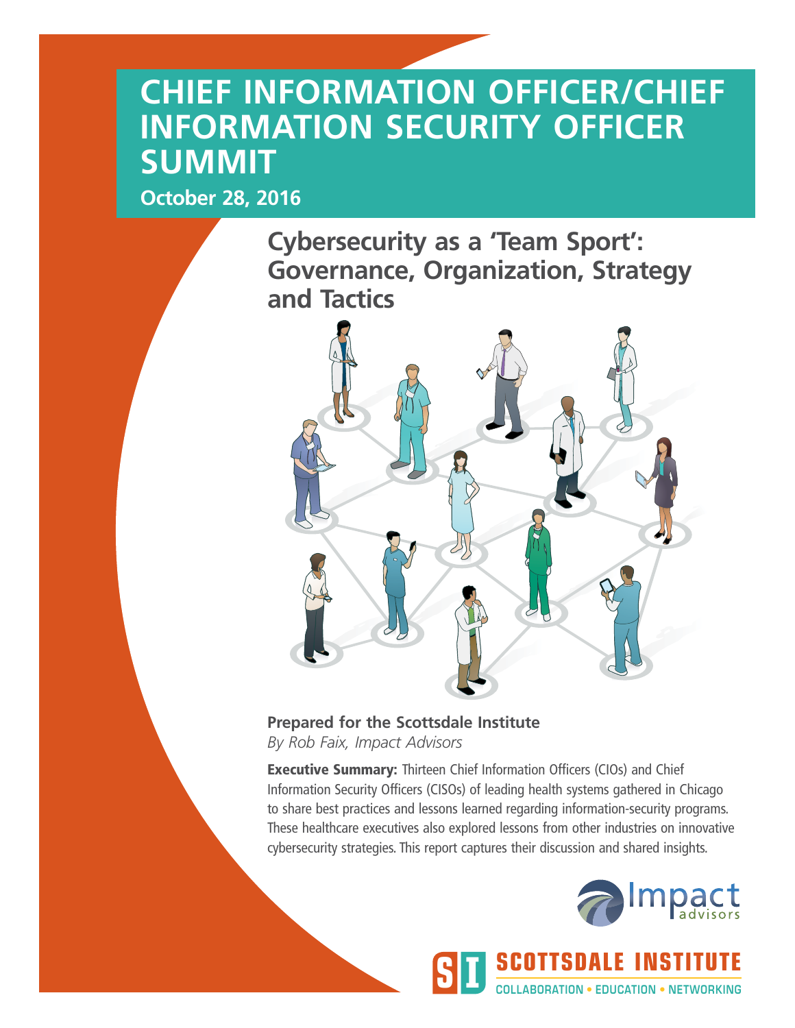# CHIEF INFORMATION OFFICER/CHIEF INFORMATION SECURITY OFFICER SUMMIT

**October 28, 2016**

## Cybersecurity as a 'Team Sport': Governance, Organization, Strategy and Tactics

**Prepared for the Scottsdale Institute**

*By Rob Faix, Impact Advisors*

**Executive Summary:** Thirteen Chief Information Officers (CIOs) and Chief Information Security Officers (CISOs) of leading health systems gathered in Chicago to share best practices and lessons learned regarding information-security programs. These healthcare executives also explored lessons from other industries on innovative cybersecurity strategies. This report captures their discussion and shared insights.

Impact advisors

SCOTTSDALE INSTITUTE

COLLABORATION • EDUCATION • NETWORKING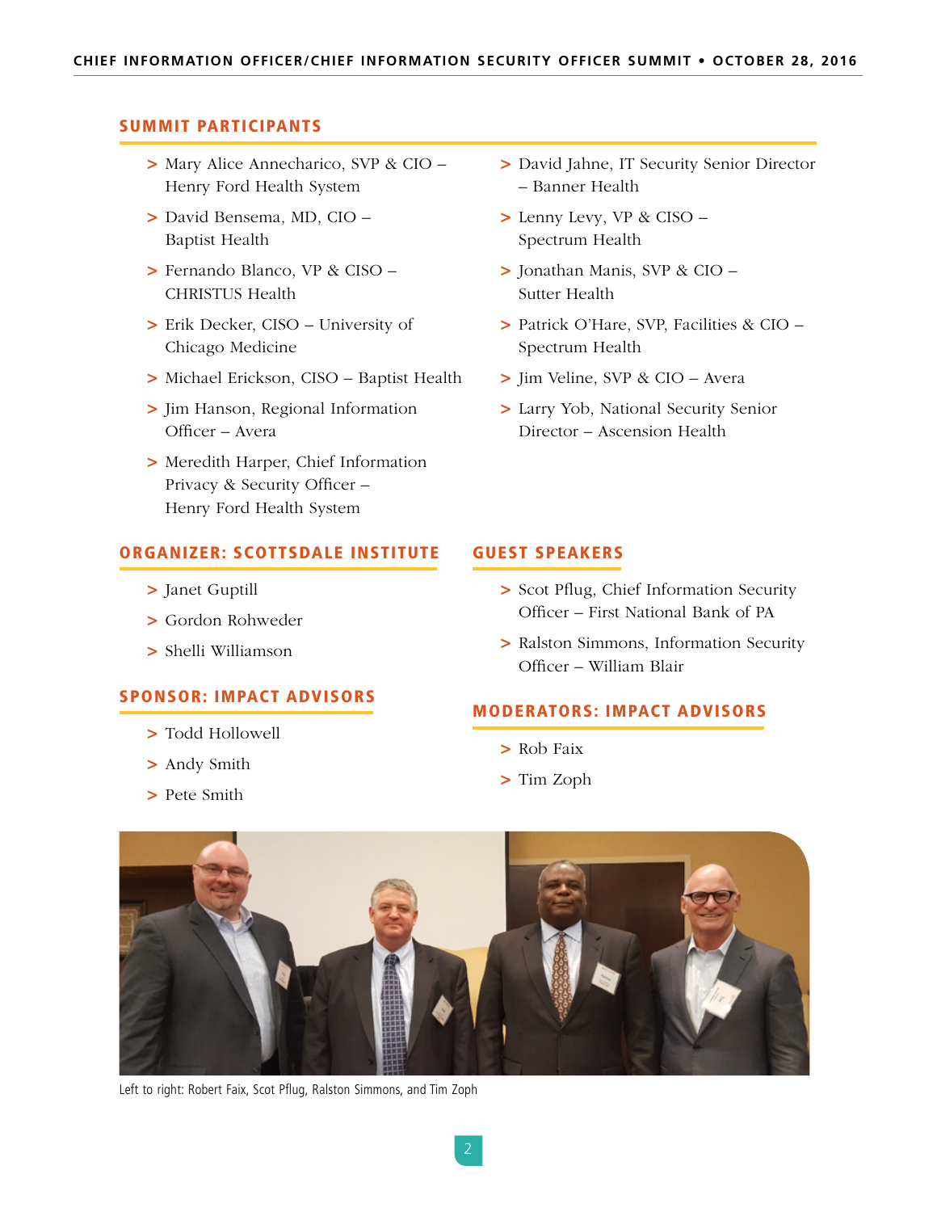## SUMMIT PARTICIPANTS

- Mary Alice Annecharico, SVP & CIO – Henry Ford Health System
- David Bensema, MD, CIO – Baptist Health
- Fernando Blanco, VP & CISO – CHRISTUS Health
- Erik Decker, CISO – University of Chicago Medicine
- Michael Erickson, CISO – Baptist Health
- Jim Hanson, Regional Information Officer – Avera
- Meredith Harper, Chief Information Privacy & Security Officer – Henry Ford Health System
- David Jahne, IT Security Senior Director – Banner Health
- Lenny Levy, VP & CISO – Spectrum Health
- Jonathan Manis, SVP & CIO – Sutter Health
- Patrick O'Hare, SVP, Facilities & CIO – Spectrum Health
- Jim Veline, SVP & CIO – Avera
- Larry Yob, National Security Senior Director – Ascension Health

## ORGANIZER: SCOTTSDALE INSTITUTE

- Janet Guptill
- Gordon Rohweder
- Shelli Williamson

## SPONSOR: IMPACT ADVISORS

- Todd Hollowell
- Andy Smith
- Pete Smith

## GUEST SPEAKERS

- Scot Pflug, Chief Information Security Officer – First National Bank of PA
- Ralston Simmons, Information Security Officer – William Blair

## MODERATORS: IMPACT ADVISORS

- Rob Faix
- Tim Zoph

Left to right: Robert Faix, Scot Pflug, Ralston Simmons, and Tim Zoph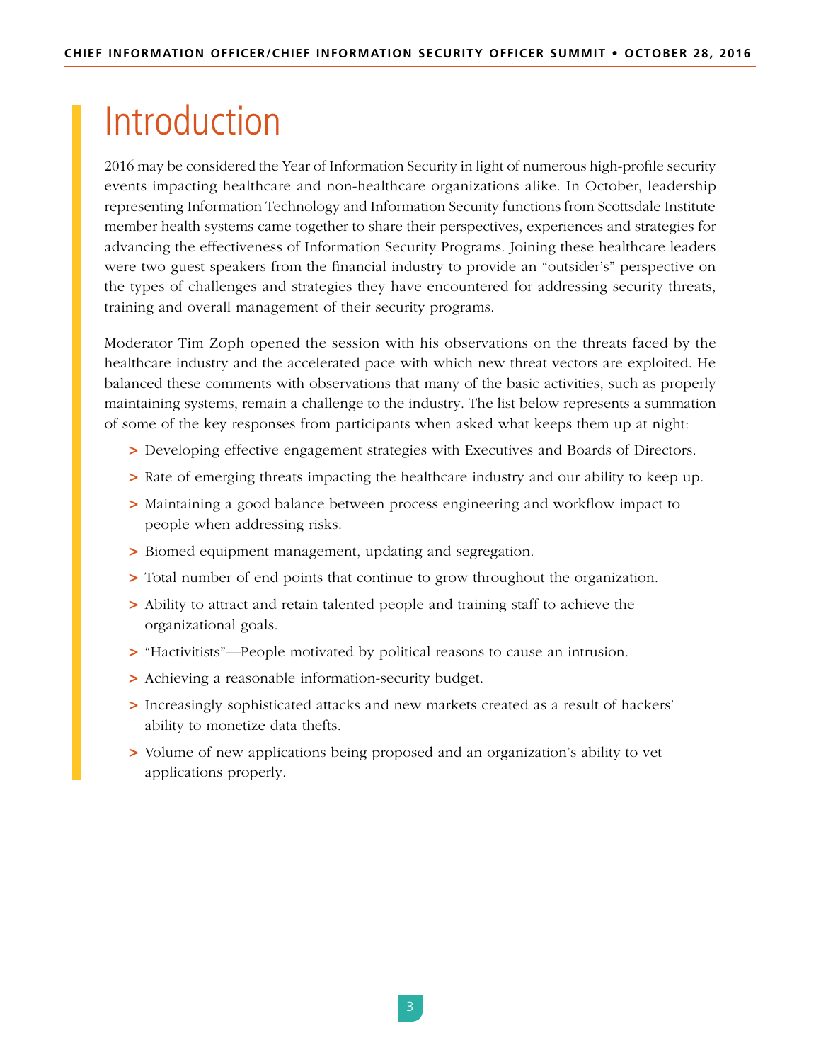# Introduction

2016 may be considered the Year of Information Security in light of numerous high-profile security events impacting healthcare and non-healthcare organizations alike. In October, leadership representing Information Technology and Information Security functions from Scottsdale Institute member health systems came together to share their perspectives, experiences and strategies for advancing the effectiveness of Information Security Programs. Joining these healthcare leaders were two guest speakers from the financial industry to provide an "outsider's" perspective on the types of challenges and strategies they have encountered for addressing security threats, training and overall management of their security programs.

Moderator Tim Zoph opened the session with his observations on the threats faced by the healthcare industry and the accelerated pace with which new threat vectors are exploited. He balanced these comments with observations that many of the basic activities, such as properly maintaining systems, remain a challenge to the industry. The list below represents a summation of some of the key responses from participants when asked what keeps them up at night:

- Developing effective engagement strategies with Executives and Boards of Directors.
- Rate of emerging threats impacting the healthcare industry and our ability to keep up.
- Maintaining a good balance between process engineering and workflow impact to people when addressing risks.
- Biomed equipment management, updating and segregation.
- Total number of end points that continue to grow throughout the organization.
- Ability to attract and retain talented people and training staff to achieve the organizational goals.
- "Hactivitists"—People motivated by political reasons to cause an intrusion.
- Achieving a reasonable information-security budget.
- Increasingly sophisticated attacks and new markets created as a result of hackers' ability to monetize data thefts.
- Volume of new applications being proposed and an organization's ability to vet applications properly.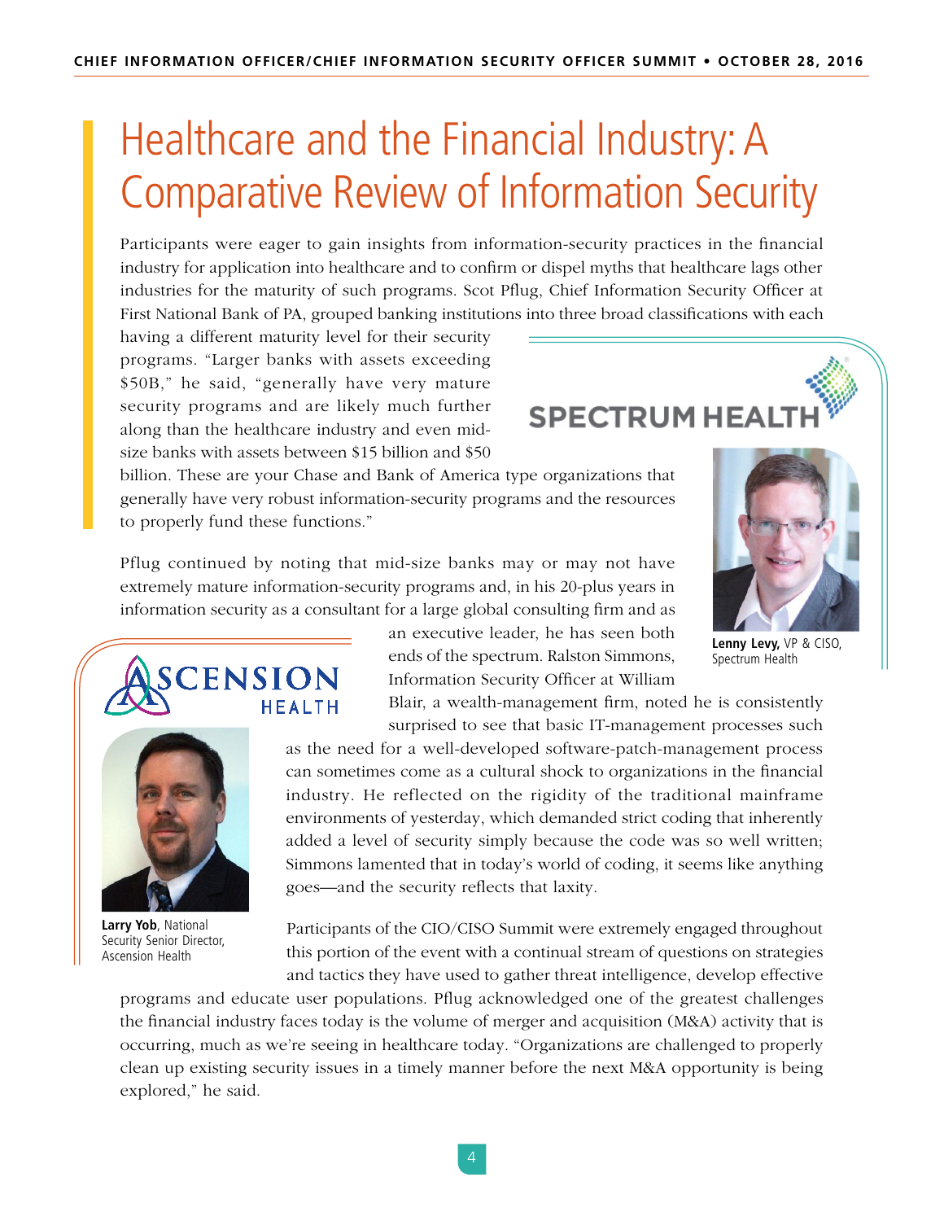# Healthcare and the Financial Industry: A Comparative Review of Information Security

Participants were eager to gain insights from information-security practices in the financial industry for application into healthcare and to confirm or dispel myths that healthcare lags other industries for the maturity of such programs. Scot Pflug, Chief Information Security Officer at First National Bank of PA, grouped banking institutions into three broad classifications with each having a different maturity level for their security programs. "Larger banks with assets exceeding $50B," he said, "generally have very mature security programs and are likely much further along than the healthcare industry and even mid-size banks with assets between $15 billion and $50 billion. These are your Chase and Bank of America type organizations that generally have very robust information-security programs and the resources to properly fund these functions."

Pflug continued by noting that mid-size banks may or may not have extremely mature information-security programs and, in his 20-plus years in information security as a consultant for a large global consulting firm and as an executive leader, he has seen both ends of the spectrum. Ralston Simmons, Information Security Officer at William Blair, a wealth-management firm, noted he is consistently surprised to see that basic IT-management processes such as the need for a well-developed software-patch-management process can sometimes come as a cultural shock to organizations in the financial industry. He reflected on the rigidity of the traditional mainframe environments of yesterday, which demanded strict coding that inherently added a level of security simply because the code was so well written; Simmons lamented that in today's world of coding, it seems like anything goes—and the security reflects that laxity.

**Lenny Levy,** VP & CISO, Spectrum Health

**Larry Yob**, National Security Senior Director, Ascension Health

Participants of the CIO/CISO Summit were extremely engaged throughout this portion of the event with a continual stream of questions on strategies and tactics they have used to gather threat intelligence, develop effective programs and educate user populations. Pflug acknowledged one of the greatest challenges the financial industry faces today is the volume of merger and acquisition (M&A) activity that is occurring, much as we're seeing in healthcare today. "Organizations are challenged to properly clean up existing security issues in a timely manner before the next M&A opportunity is being explored," he said.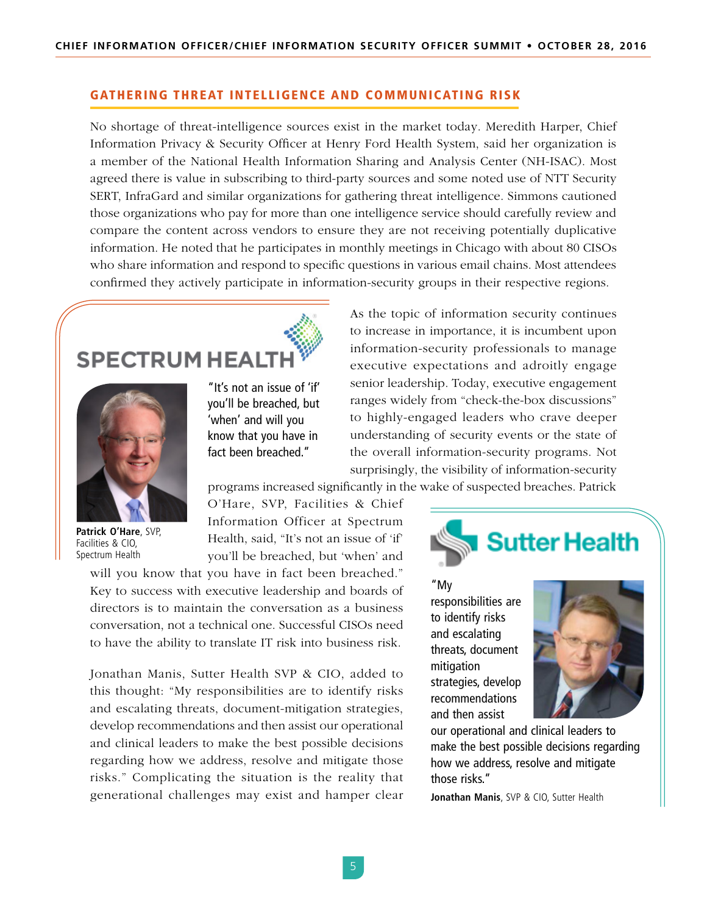## GATHERING THREAT INTELLIGENCE AND COMMUNICATING RISK

No shortage of threat-intelligence sources exist in the market today. Meredith Harper, Chief Information Privacy & Security Officer at Henry Ford Health System, said her organization is a member of the National Health Information Sharing and Analysis Center (NH-ISAC). Most agreed there is value in subscribing to third-party sources and some noted use of NTT Security SERT, InfraGard and similar organizations for gathering threat intelligence. Simmons cautioned those organizations who pay for more than one intelligence service should carefully review and compare the content across vendors to ensure they are not receiving potentially duplicative information. He noted that he participates in monthly meetings in Chicago with about 80 CISOs who share information and respond to specific questions in various email chains. Most attendees confirmed they actively participate in information-security groups in their respective regions.

SPECTRUM HEALTH

"It's not an issue of 'if' you'll be breached, but 'when' and will you know that you have in fact been breached."

**Patrick O'Hare**, SVP, Facilities & CIO, Spectrum Health

As the topic of information security continues to increase in importance, it is incumbent upon information-security professionals to manage executive expectations and adroitly engage senior leadership. Today, executive engagement ranges widely from "check-the-box discussions" to highly-engaged leaders who crave deeper understanding of security events or the state of the overall information-security programs. Not surprisingly, the visibility of information-security programs increased significantly in the wake of suspected breaches. Patrick O'Hare, SVP, Facilities & Chief Information Officer at Spectrum Health, said, "It's not an issue of 'if' you'll be breached, but 'when' and will you know that you have in fact been breached." Key to success with executive leadership and boards of directors is to maintain the conversation as a business conversation, not a technical one. Successful CISOs need to have the ability to translate IT risk into business risk.

Jonathan Manis, Sutter Health SVP & CIO, added to this thought: "My responsibilities are to identify risks and escalating threats, document-mitigation strategies, develop recommendations and then assist our operational and clinical leaders to make the best possible decisions regarding how we address, resolve and mitigate those risks." Complicating the situation is the reality that generational challenges may exist and hamper clear

Sutter Health

"My responsibilities are to identify risks and escalating threats, document mitigation strategies, develop recommendations and then assist our operational and clinical leaders to make the best possible decisions regarding how we address, resolve and mitigate those risks."

**Jonathan Manis**, SVP & CIO, Sutter Health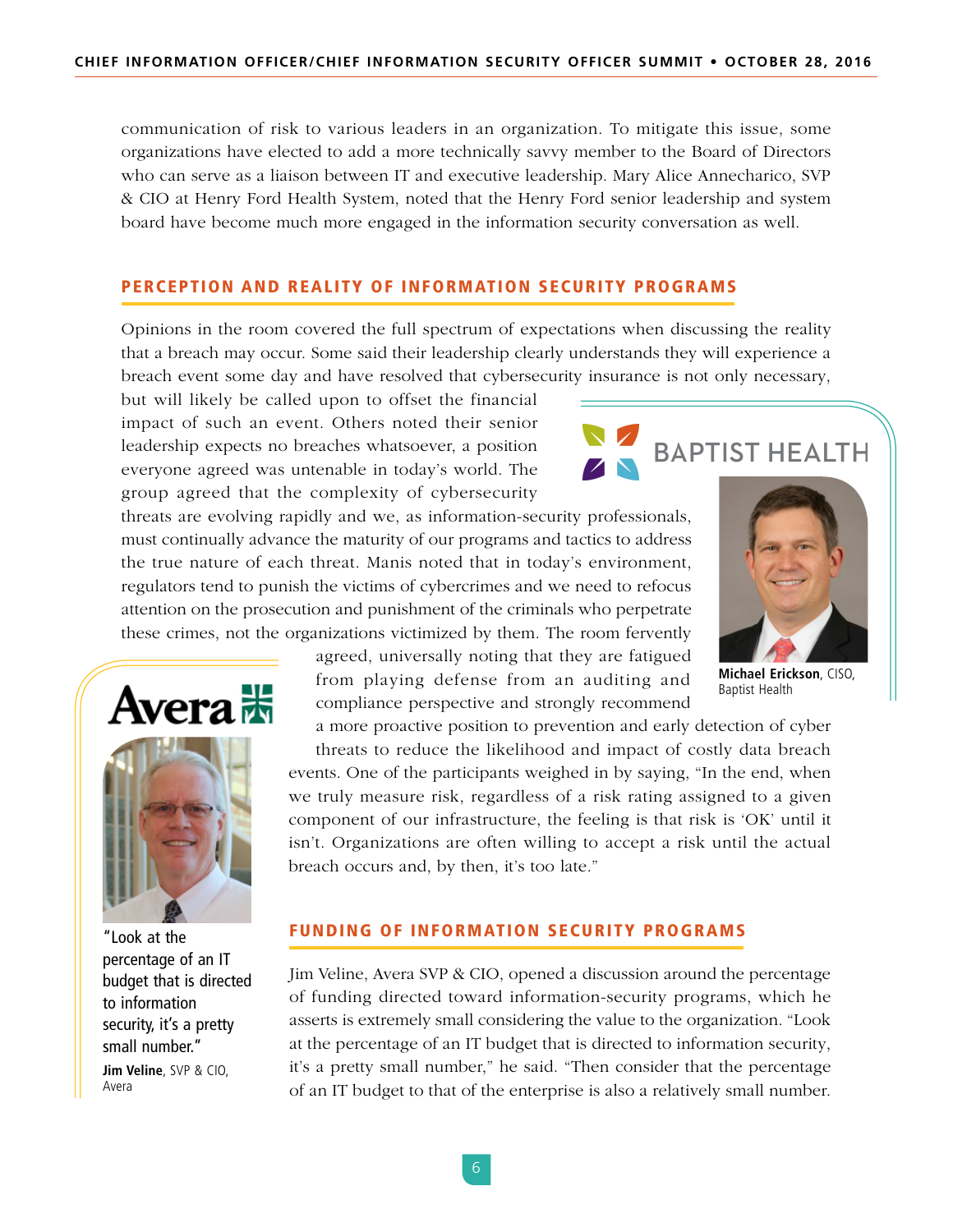communication of risk to various leaders in an organization. To mitigate this issue, some organizations have elected to add a more technically savvy member to the Board of Directors who can serve as a liaison between IT and executive leadership. Mary Alice Annecharico, SVP & CIO at Henry Ford Health System, noted that the Henry Ford senior leadership and system board have become much more engaged in the information security conversation as well.

## PERCEPTION AND REALITY OF INFORMATION SECURITY PROGRAMS

Opinions in the room covered the full spectrum of expectations when discussing the reality that a breach may occur. Some said their leadership clearly understands they will experience a breach event some day and have resolved that cybersecurity insurance is not only necessary, but will likely be called upon to offset the financial impact of such an event. Others noted their senior leadership expects no breaches whatsoever, a position everyone agreed was untenable in today's world. The group agreed that the complexity of cybersecurity threats are evolving rapidly and we, as information-security professionals, must continually advance the maturity of our programs and tactics to address the true nature of each threat. Manis noted that in today's environment, regulators tend to punish the victims of cybercrimes and we need to refocus attention on the prosecution and punishment of the criminals who perpetrate these crimes, not the organizations victimized by them. The room fervently agreed, universally noting that they are fatigued from playing defense from an auditing and compliance perspective and strongly recommend a more proactive position to prevention and early detection of cyber threats to reduce the likelihood and impact of costly data breach events. One of the participants weighed in by saying, "In the end, when we truly measure risk, regardless of a risk rating assigned to a given component of our infrastructure, the feeling is that risk is 'OK' until it isn't. Organizations are often willing to accept a risk until the actual breach occurs and, by then, it's too late."

BAPTIST HEALTH

**Michael Erickson**, CISO, Baptist Health

Avera

"Look at the percentage of an IT budget that is directed to information security, it's a pretty small number."

**Jim Veline**, SVP & CIO, Avera

## FUNDING OF INFORMATION SECURITY PROGRAMS

Jim Veline, Avera SVP & CIO, opened a discussion around the percentage of funding directed toward information-security programs, which he asserts is extremely small considering the value to the organization. "Look at the percentage of an IT budget that is directed to information security, it's a pretty small number," he said. "Then consider that the percentage of an IT budget to that of the enterprise is also a relatively small number.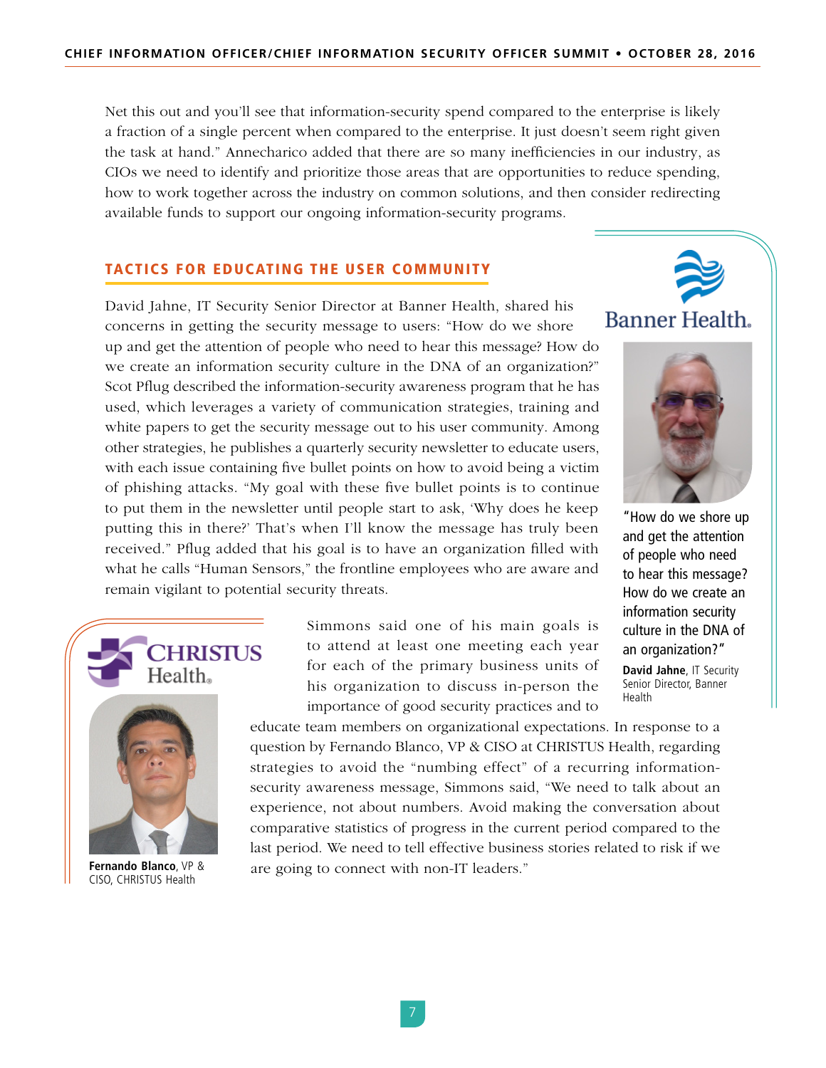Net this out and you'll see that information-security spend compared to the enterprise is likely a fraction of a single percent when compared to the enterprise. It just doesn't seem right given the task at hand." Annecharico added that there are so many inefficiencies in our industry, as CIOs we need to identify and prioritize those areas that are opportunities to reduce spending, how to work together across the industry on common solutions, and then consider redirecting available funds to support our ongoing information-security programs.

## TACTICS FOR EDUCATING THE USER COMMUNITY

David Jahne, IT Security Senior Director at Banner Health, shared his concerns in getting the security message to users: "How do we shore up and get the attention of people who need to hear this message? How do we create an information security culture in the DNA of an organization?" Scot Pflug described the information-security awareness program that he has used, which leverages a variety of communication strategies, training and white papers to get the security message out to his user community. Among other strategies, he publishes a quarterly security newsletter to educate users, with each issue containing five bullet points on how to avoid being a victim of phishing attacks. "My goal with these five bullet points is to continue to put them in the newsletter until people start to ask, 'Why does he keep putting this in there?' That's when I'll know the message has truly been received." Pflug added that his goal is to have an organization filled with what he calls "Human Sensors," the frontline employees who are aware and remain vigilant to potential security threats.

Banner Health.

"How do we shore up and get the attention of people who need to hear this message? How do we create an information security culture in the DNA of an organization?"

**David Jahne**, IT Security Senior Director, Banner Health

Simmons said one of his main goals is to attend at least one meeting each year for each of the primary business units of his organization to discuss in-person the importance of good security practices and to educate team members on organizational expectations. In response to a question by Fernando Blanco, VP & CISO at CHRISTUS Health, regarding strategies to avoid the "numbing effect" of a recurring information-security awareness message, Simmons said, "We need to talk about an experience, not about numbers. Avoid making the conversation about comparative statistics of progress in the current period compared to the last period. We need to tell effective business stories related to risk if we are going to connect with non-IT leaders."

CHRISTUS Health.

**Fernando Blanco**, VP & CISO, CHRISTUS Health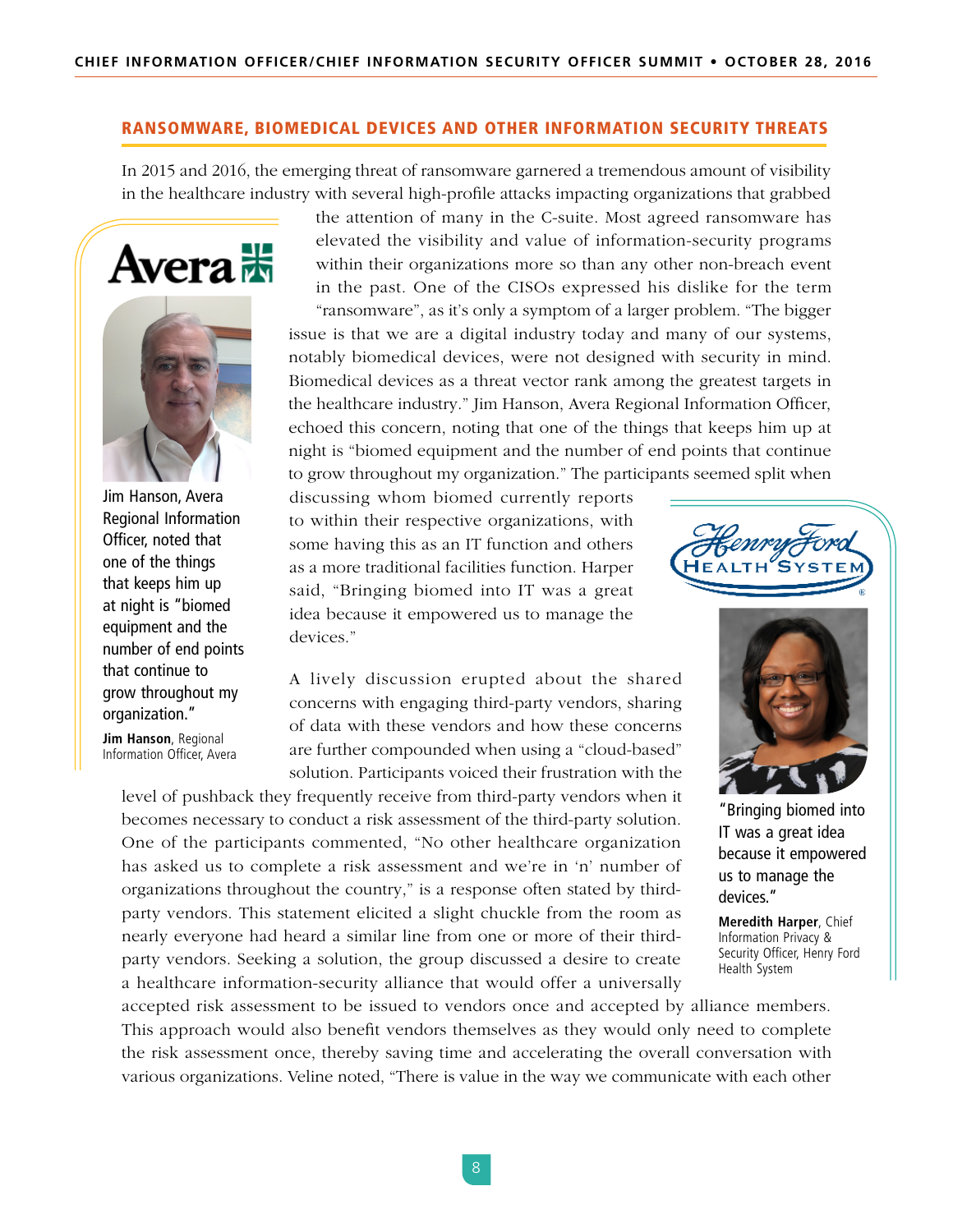## RANSOMWARE, BIOMEDICAL DEVICES AND OTHER INFORMATION SECURITY THREATS

In 2015 and 2016, the emerging threat of ransomware garnered a tremendous amount of visibility in the healthcare industry with several high-profile attacks impacting organizations that grabbed the attention of many in the C-suite. Most agreed ransomware has elevated the visibility and value of information-security programs within their organizations more so than any other non-breach event in the past. One of the CISOs expressed his dislike for the term "ransomware", as it's only a symptom of a larger problem. "The bigger issue is that we are a digital industry today and many of our systems, notably biomedical devices, were not designed with security in mind. Biomedical devices as a threat vector rank among the greatest targets in the healthcare industry." Jim Hanson, Avera Regional Information Officer, echoed this concern, noting that one of the things that keeps him up at night is "biomed equipment and the number of end points that continue to grow throughout my organization." The participants seemed split when discussing whom biomed currently reports to within their respective organizations, with some having this as an IT function and others as a more traditional facilities function. Harper said, "Bringing biomed into IT was a great idea because it empowered us to manage the devices."

> Jim Hanson, Avera Regional Information Officer, noted that one of the things that keeps him up at night is "biomed equipment and the number of end points that continue to grow throughout my organization."
>
> **Jim Hanson**, Regional Information Officer, Avera

> "Bringing biomed into IT was a great idea because it empowered us to manage the devices."
>
> **Meredith Harper**, Chief Information Privacy & Security Officer, Henry Ford Health System

A lively discussion erupted about the shared concerns with engaging third-party vendors, sharing of data with these vendors and how these concerns are further compounded when using a "cloud-based" solution. Participants voiced their frustration with the level of pushback they frequently receive from third-party vendors when it becomes necessary to conduct a risk assessment of the third-party solution. One of the participants commented, "No other healthcare organization has asked us to complete a risk assessment and we're in 'n' number of organizations throughout the country," is a response often stated by third-party vendors. This statement elicited a slight chuckle from the room as nearly everyone had heard a similar line from one or more of their third-party vendors. Seeking a solution, the group discussed a desire to create a healthcare information-security alliance that would offer a universally accepted risk assessment to be issued to vendors once and accepted by alliance members. This approach would also benefit vendors themselves as they would only need to complete the risk assessment once, thereby saving time and accelerating the overall conversation with various organizations. Veline noted, "There is value in the way we communicate with each other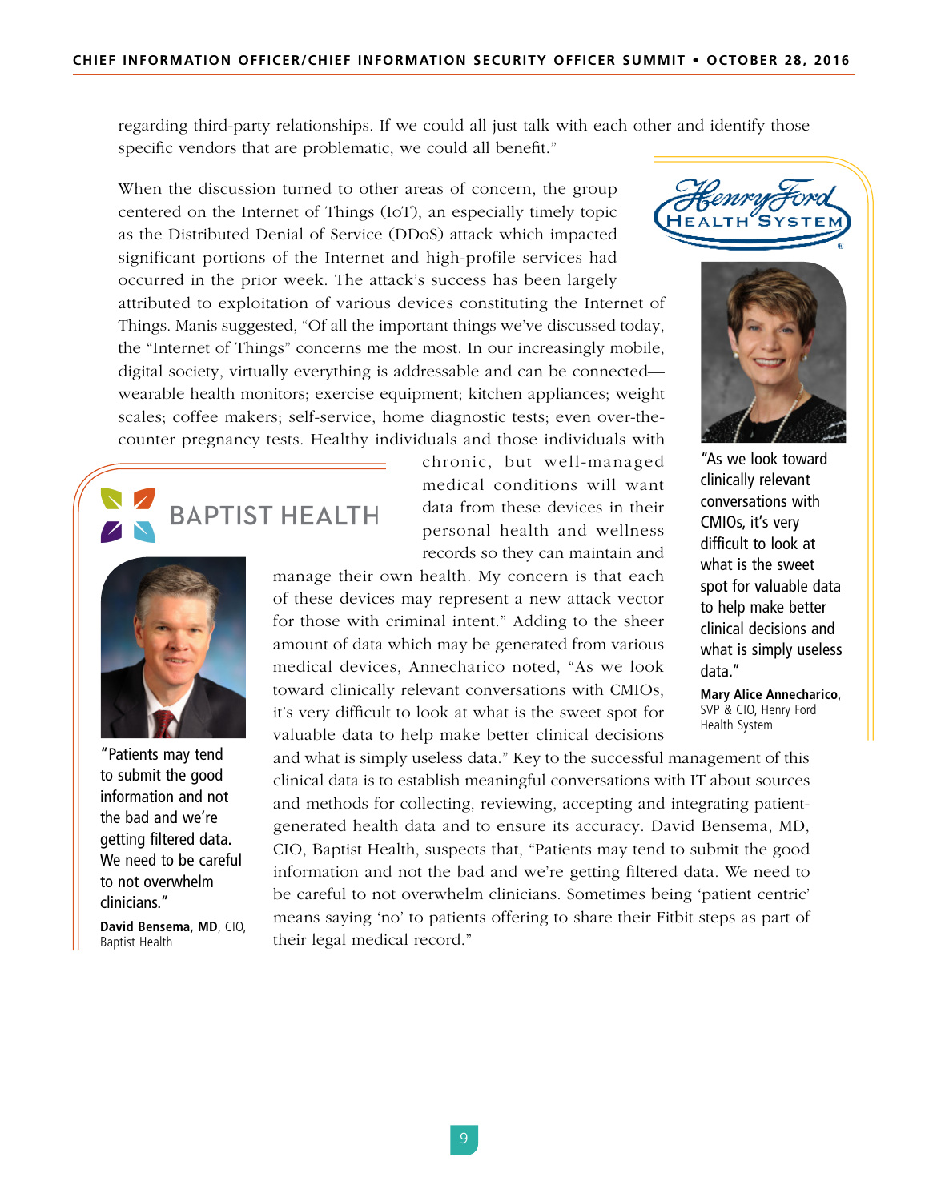regarding third-party relationships. If we could all just talk with each other and identify those specific vendors that are problematic, we could all benefit."

When the discussion turned to other areas of concern, the group centered on the Internet of Things (IoT), an especially timely topic as the Distributed Denial of Service (DDoS) attack which impacted significant portions of the Internet and high-profile services had occurred in the prior week. The attack's success has been largely attributed to exploitation of various devices constituting the Internet of Things. Manis suggested, "Of all the important things we've discussed today, the "Internet of Things" concerns me the most. In our increasingly mobile, digital society, virtually everything is addressable and can be connected—wearable health monitors; exercise equipment; kitchen appliances; weight scales; coffee makers; self-service, home diagnostic tests; even over-the-counter pregnancy tests. Healthy individuals and those individuals with chronic, but well-managed medical conditions will want data from these devices in their personal health and wellness records so they can maintain and manage their own health. My concern is that each of these devices may represent a new attack vector for those with criminal intent." Adding to the sheer amount of data which may be generated from various medical devices, Annecharico noted, "As we look toward clinically relevant conversations with CMIOs, it's very difficult to look at what is the sweet spot for valuable data to help make better clinical decisions and what is simply useless data." Key to the successful management of this clinical data is to establish meaningful conversations with IT about sources and methods for collecting, reviewing, accepting and integrating patient-generated health data and to ensure its accuracy. David Bensema, MD, CIO, Baptist Health, suspects that, "Patients may tend to submit the good information and not the bad and we're getting filtered data. We need to be careful to not overwhelm clinicians. Sometimes being 'patient centric' means saying 'no' to patients offering to share their Fitbit steps as part of their legal medical record."

Henry Ford Health System

"As we look toward clinically relevant conversations with CMIOs, it's very difficult to look at what is the sweet spot for valuable data to help make better clinical decisions and what is simply useless data."

**Mary Alice Annecharico**, SVP & CIO, Henry Ford Health System

BAPTIST HEALTH

"Patients may tend to submit the good information and not the bad and we're getting filtered data. We need to be careful to not overwhelm clinicians."

**David Bensema, MD**, CIO, Baptist Health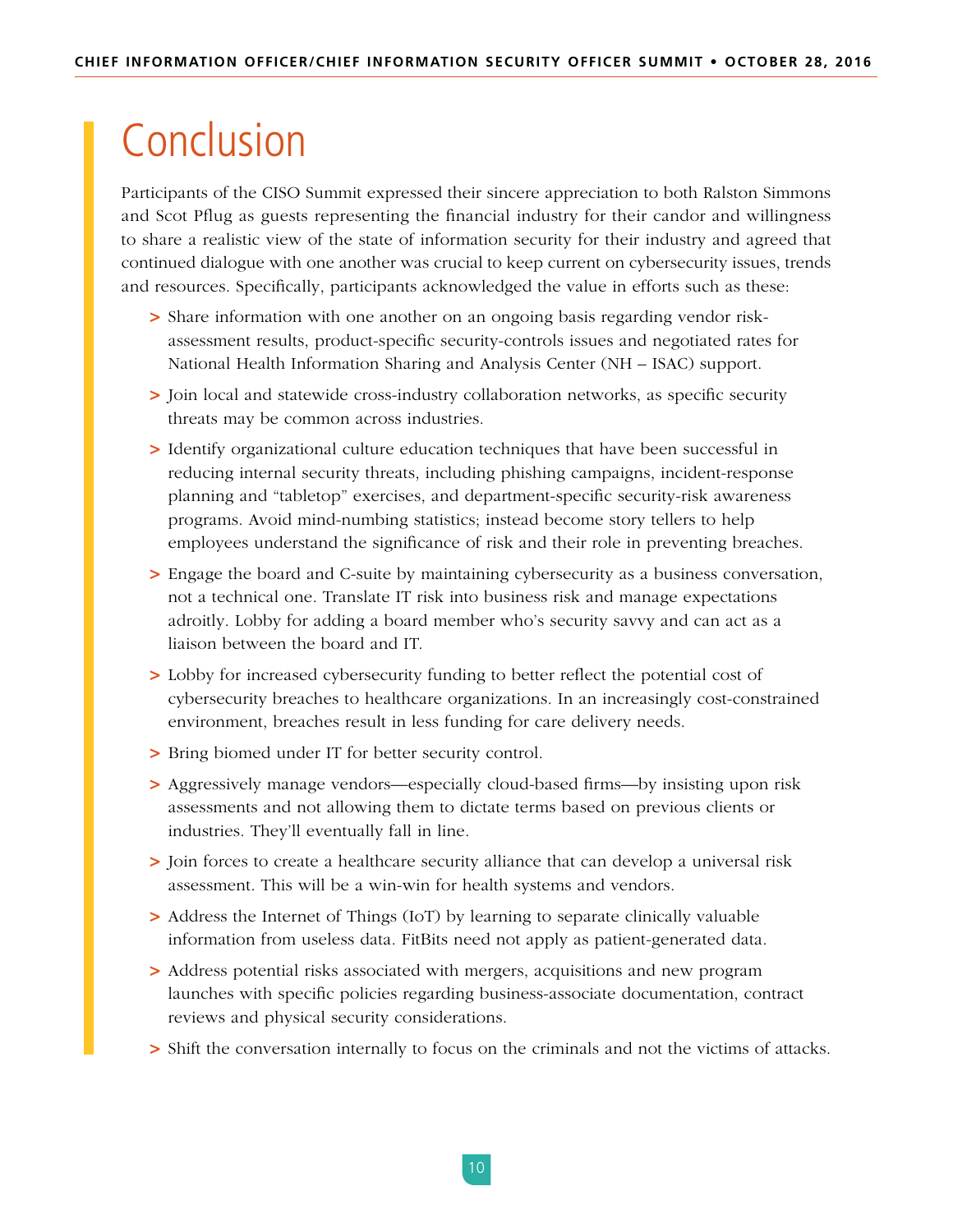# Conclusion

Participants of the CISO Summit expressed their sincere appreciation to both Ralston Simmons and Scot Pflug as guests representing the financial industry for their candor and willingness to share a realistic view of the state of information security for their industry and agreed that continued dialogue with one another was crucial to keep current on cybersecurity issues, trends and resources. Specifically, participants acknowledged the value in efforts such as these:

- Share information with one another on an ongoing basis regarding vendor risk-assessment results, product-specific security-controls issues and negotiated rates for National Health Information Sharing and Analysis Center (NH – ISAC) support.
- Join local and statewide cross-industry collaboration networks, as specific security threats may be common across industries.
- Identify organizational culture education techniques that have been successful in reducing internal security threats, including phishing campaigns, incident-response planning and "tabletop" exercises, and department-specific security-risk awareness programs. Avoid mind-numbing statistics; instead become story tellers to help employees understand the significance of risk and their role in preventing breaches.
- Engage the board and C-suite by maintaining cybersecurity as a business conversation, not a technical one. Translate IT risk into business risk and manage expectations adroitly. Lobby for adding a board member who's security savvy and can act as a liaison between the board and IT.
- Lobby for increased cybersecurity funding to better reflect the potential cost of cybersecurity breaches to healthcare organizations. In an increasingly cost-constrained environment, breaches result in less funding for care delivery needs.
- Bring biomed under IT for better security control.
- Aggressively manage vendors—especially cloud-based firms—by insisting upon risk assessments and not allowing them to dictate terms based on previous clients or industries. They'll eventually fall in line.
- Join forces to create a healthcare security alliance that can develop a universal risk assessment. This will be a win-win for health systems and vendors.
- Address the Internet of Things (IoT) by learning to separate clinically valuable information from useless data. FitBits need not apply as patient-generated data.
- Address potential risks associated with mergers, acquisitions and new program launches with specific policies regarding business-associate documentation, contract reviews and physical security considerations.
- Shift the conversation internally to focus on the criminals and not the victims of attacks.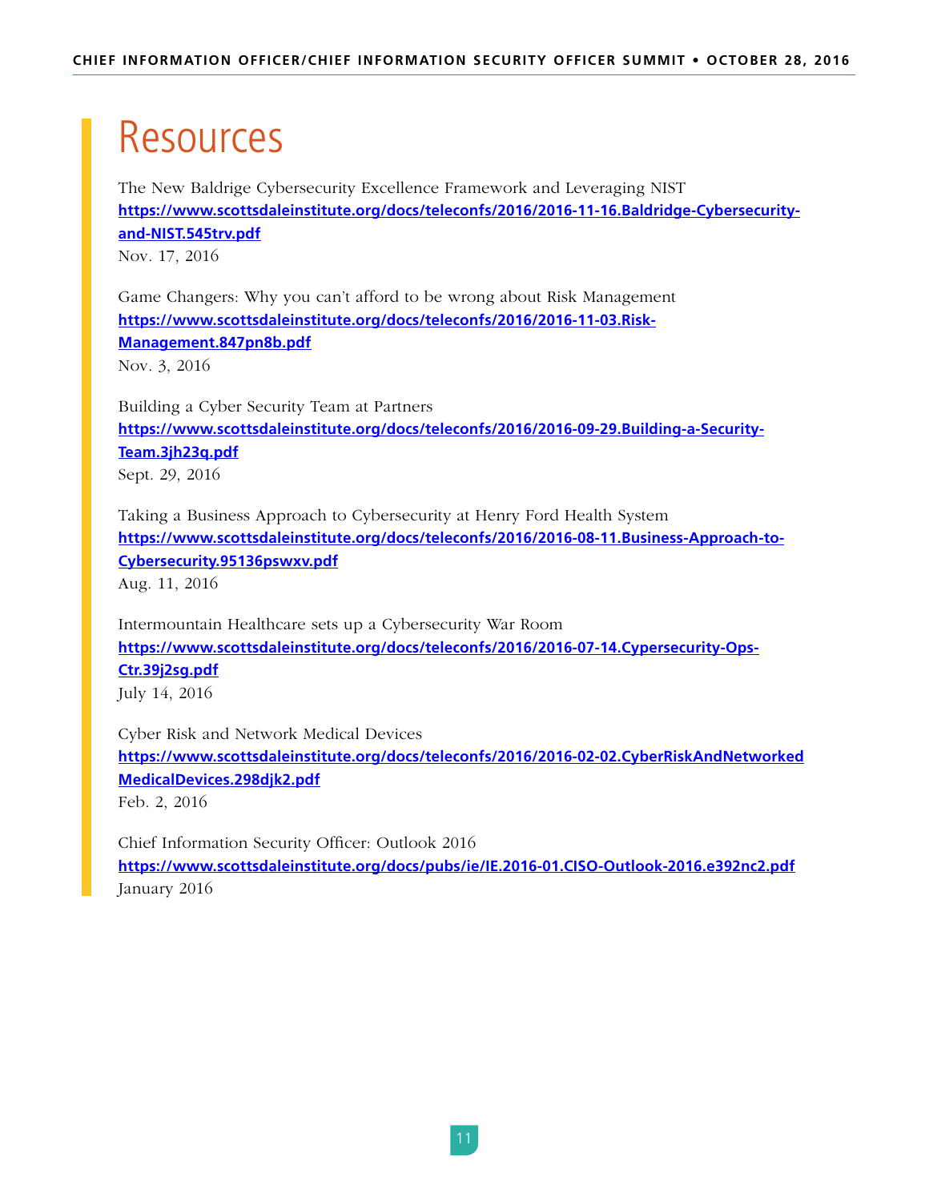# Resources

The New Baldrige Cybersecurity Excellence Framework and Leveraging NIST
**https://www.scottsdaleinstitute.org/docs/teleconfs/2016/2016-11-16.Baldridge-Cybersecurity-and-NIST.545trv.pdf**
Nov. 17, 2016

Game Changers: Why you can't afford to be wrong about Risk Management
**https://www.scottsdaleinstitute.org/docs/teleconfs/2016/2016-11-03.Risk-Management.847pn8b.pdf**
Nov. 3, 2016

Building a Cyber Security Team at Partners
**https://www.scottsdaleinstitute.org/docs/teleconfs/2016/2016-09-29.Building-a-Security-Team.3jh23q.pdf**
Sept. 29, 2016

Taking a Business Approach to Cybersecurity at Henry Ford Health System
**https://www.scottsdaleinstitute.org/docs/teleconfs/2016/2016-08-11.Business-Approach-to-Cybersecurity.95136pswxv.pdf**
Aug. 11, 2016

Intermountain Healthcare sets up a Cybersecurity War Room
**https://www.scottsdaleinstitute.org/docs/teleconfs/2016/2016-07-14.Cypersecurity-Ops-Ctr.39j2sg.pdf**
July 14, 2016

Cyber Risk and Network Medical Devices
**https://www.scottsdaleinstitute.org/docs/teleconfs/2016/2016-02-02.CyberRiskAndNetworkedMedicalDevices.298djk2.pdf**
Feb. 2, 2016

Chief Information Security Officer: Outlook 2016
**https://www.scottsdaleinstitute.org/docs/pubs/ie/IE.2016-01.CISO-Outlook-2016.e392nc2.pdf**
January 2016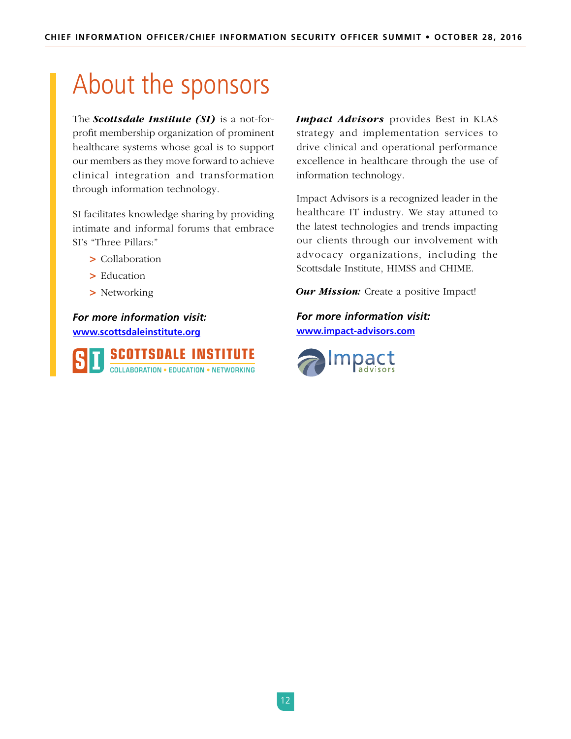# About the sponsors

The ***Scottsdale Institute (SI)*** is a not-for-profit membership organization of prominent healthcare systems whose goal is to support our members as they move forward to achieve clinical integration and transformation through information technology.

SI facilitates knowledge sharing by providing intimate and informal forums that embrace SI's "Three Pillars:"

- Collaboration
- Education
- Networking

***For more information visit:***
[www.scottsdaleinstitute.org](http://www.scottsdaleinstitute.org)

SCOTTSDALE INSTITUTE
COLLABORATION • EDUCATION • NETWORKING

***Impact Advisors*** provides Best in KLAS strategy and implementation services to drive clinical and operational performance excellence in healthcare through the use of information technology.

Impact Advisors is a recognized leader in the healthcare IT industry. We stay attuned to the latest technologies and trends impacting our clients through our involvement with advocacy organizations, including the Scottsdale Institute, HIMSS and CHIME.

***Our Mission:*** Create a positive Impact!

***For more information visit:***
[www.impact-advisors.com](http://www.impact-advisors.com)

Impact advisors